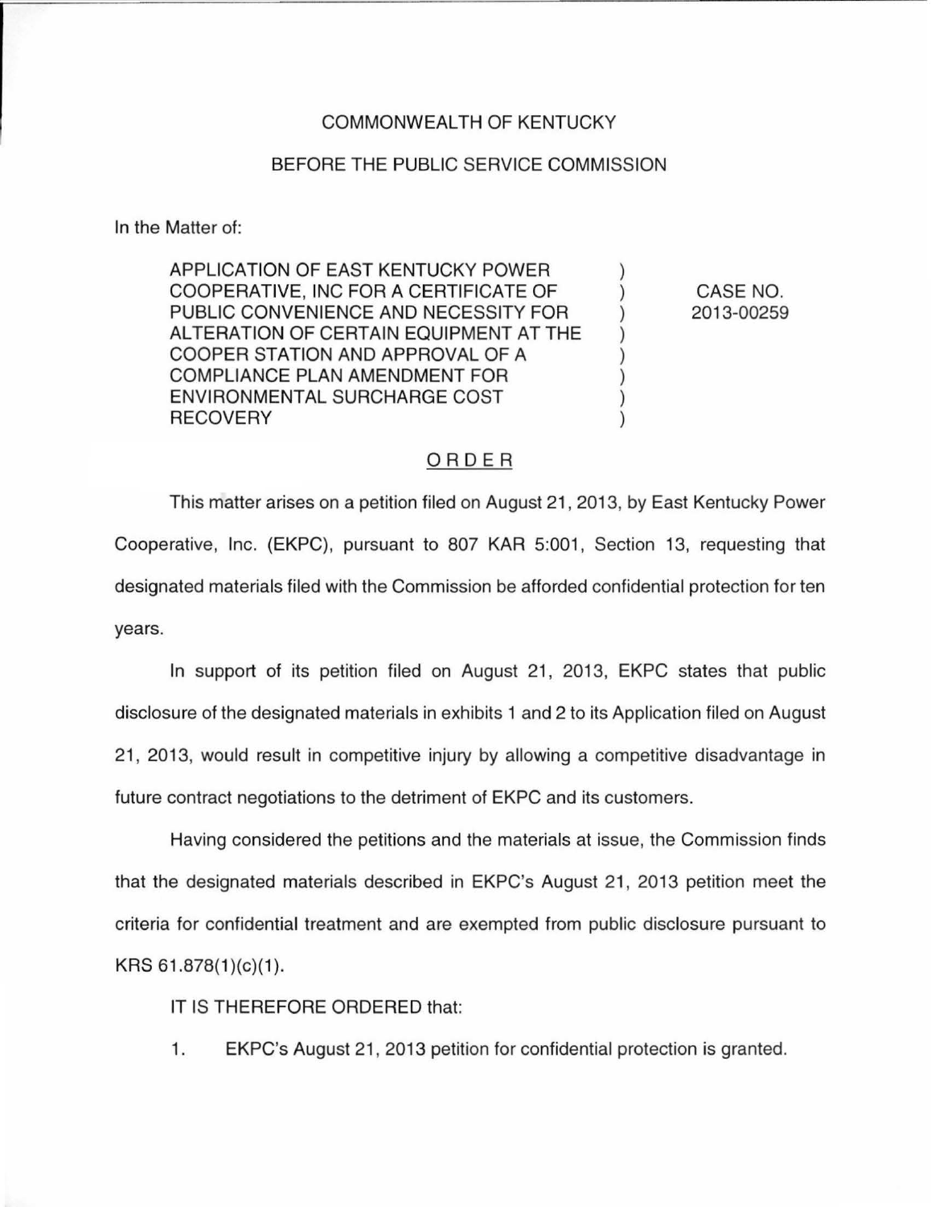COMMONWEALTH OF KENTUCKY

BEFORE THE PUBLIC SERVICE COMMISSION

In the Matter of:

| | | |
|---|---|---|
| APPLICATION OF EAST KENTUCKY POWER COOPERATIVE, INC FOR A CERTIFICATE OF PUBLIC CONVENIENCE AND NECESSITY FOR ALTERATION OF CERTAIN EQUIPMENT AT THE COOPER STATION AND APPROVAL OF A COMPLIANCE PLAN AMENDMENT FOR ENVIRONMENTAL SURCHARGE COST RECOVERY | ) ) ) ) ) ) ) ) | CASE NO. 2013-00259 |

## ORDER

This matter arises on a petition filed on August 21, 2013, by East Kentucky Power Cooperative, Inc. (EKPC), pursuant to 807 KAR 5:001, Section 13, requesting that designated materials filed with the Commission be afforded confidential protection for ten years.

In support of its petition filed on August 21, 2013, EKPC states that public disclosure of the designated materials in exhibits 1 and 2 to its Application filed on August 21, 2013, would result in competitive injury by allowing a competitive disadvantage in future contract negotiations to the detriment of EKPC and its customers.

Having considered the petitions and the materials at issue, the Commission finds that the designated materials described in EKPC's August 21, 2013 petition meet the criteria for confidential treatment and are exempted from public disclosure pursuant to KRS 61.878(1)(c)(1).

IT IS THEREFORE ORDERED that:

1. EKPC's August 21, 2013 petition for confidential protection is granted.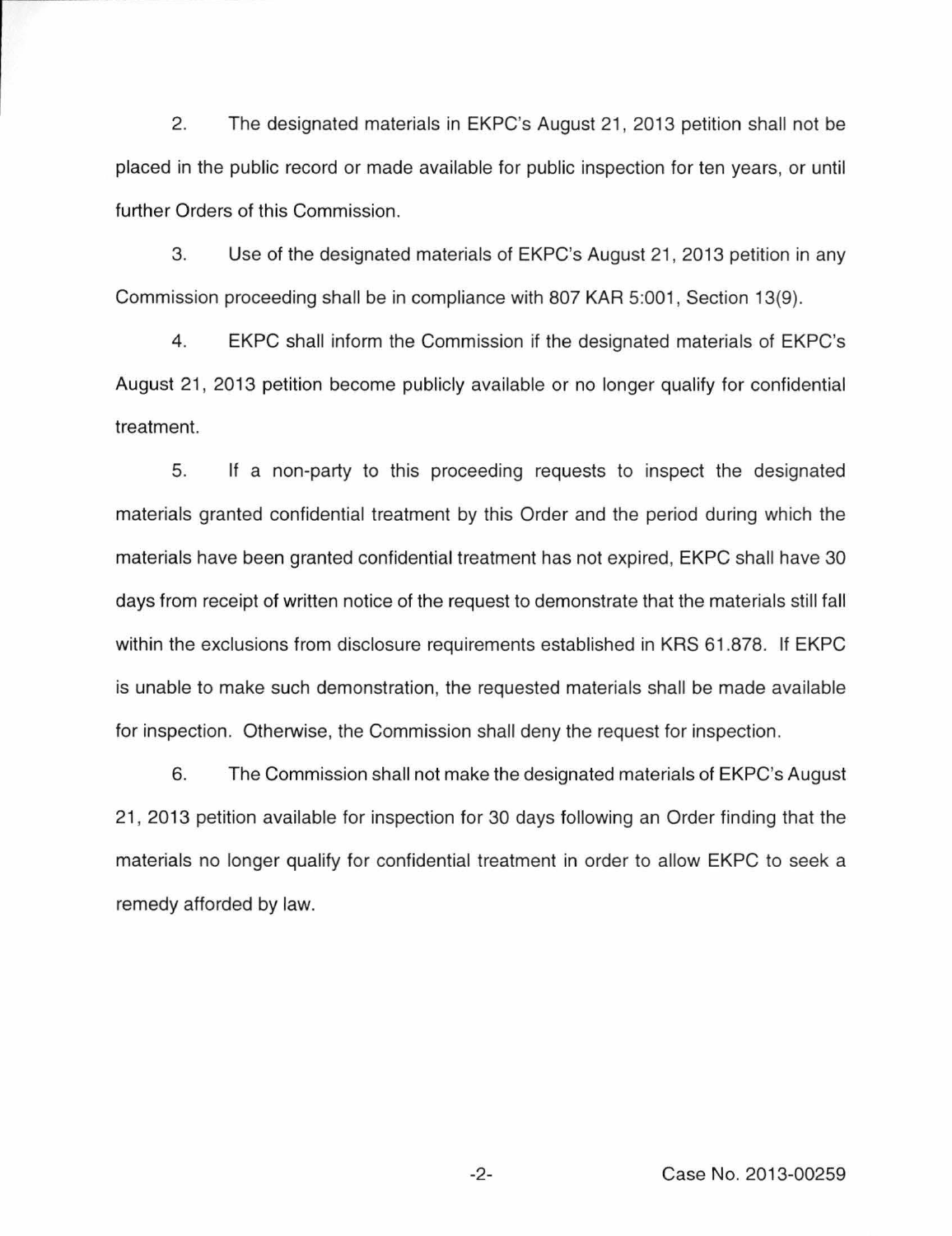2. The designated materials in EKPC's August 21, 2013 petition shall not be placed in the public record or made available for public inspection for ten years, or until further Orders of this Commission.

3. Use of the designated materials of EKPC's August 21, 2013 petition in any Commission proceeding shall be in compliance with 807 KAR 5:001, Section 13(9).

4. EKPC shall inform the Commission if the designated materials of EKPC's August 21, 2013 petition become publicly available or no longer qualify for confidential treatment.

5. If a non-party to this proceeding requests to inspect the designated materials granted confidential treatment by this Order and the period during which the materials have been granted confidential treatment has not expired, EKPC shall have 30 days from receipt of written notice of the request to demonstrate that the materials still fall within the exclusions from disclosure requirements established in KRS 61.878. If EKPC is unable to make such demonstration, the requested materials shall be made available for inspection. Otherwise, the Commission shall deny the request for inspection.

6. The Commission shall not make the designated materials of EKPC's August 21, 2013 petition available for inspection for 30 days following an Order finding that the materials no longer qualify for confidential treatment in order to allow EKPC to seek a remedy afforded by law.

Case No. 2013-00259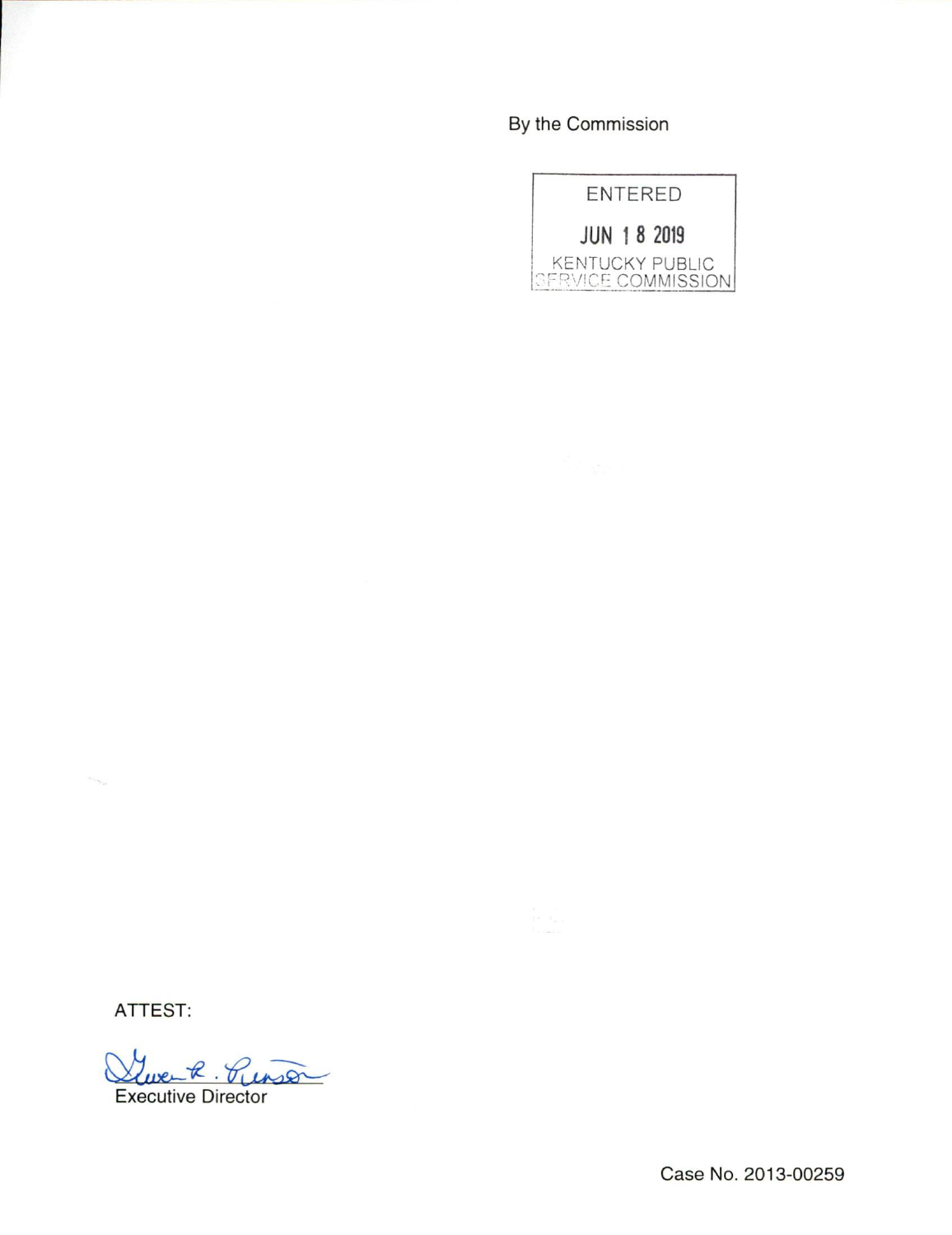By the Commission

ENTERED

JUN 1 8 2019

KENTUCKY PUBLIC SERVICE COMMISSION

ATTEST:

Executive Director

Case No. 2013-00259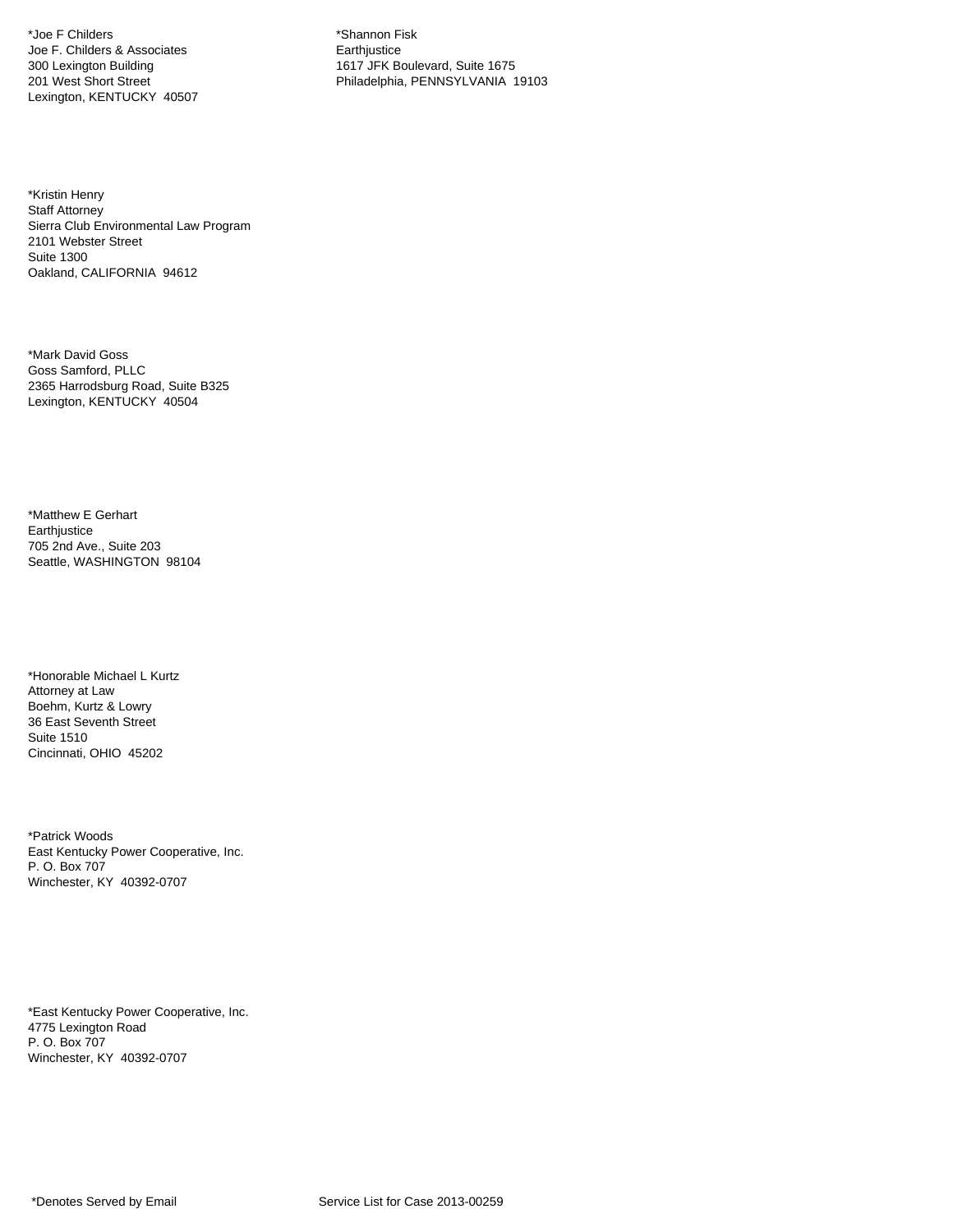*Joe F Childers
Joe F. Childers & Associates
300 Lexington Building
201 West Short Street
Lexington, KENTUCKY  40507

*Shannon Fisk
Earthjustice
1617 JFK Boulevard, Suite 1675
Philadelphia, PENNSYLVANIA  19103

*Kristin Henry
Staff Attorney
Sierra Club Environmental Law Program
2101 Webster Street
Suite 1300
Oakland, CALIFORNIA  94612

*Mark David Goss
Goss Samford, PLLC
2365 Harrodsburg Road, Suite B325
Lexington, KENTUCKY  40504

*Matthew E Gerhart
Earthjustice
705 2nd Ave., Suite 203
Seattle, WASHINGTON  98104

*Honorable Michael L Kurtz
Attorney at Law
Boehm, Kurtz & Lowry
36 East Seventh Street
Suite 1510
Cincinnati, OHIO  45202

*Patrick Woods
East Kentucky Power Cooperative, Inc.
P. O. Box 707
Winchester, KY  40392-0707

*East Kentucky Power Cooperative, Inc.
4775 Lexington Road
P. O. Box 707
Winchester, KY  40392-0707

*Denotes Served by Email

Service List for Case 2013-00259